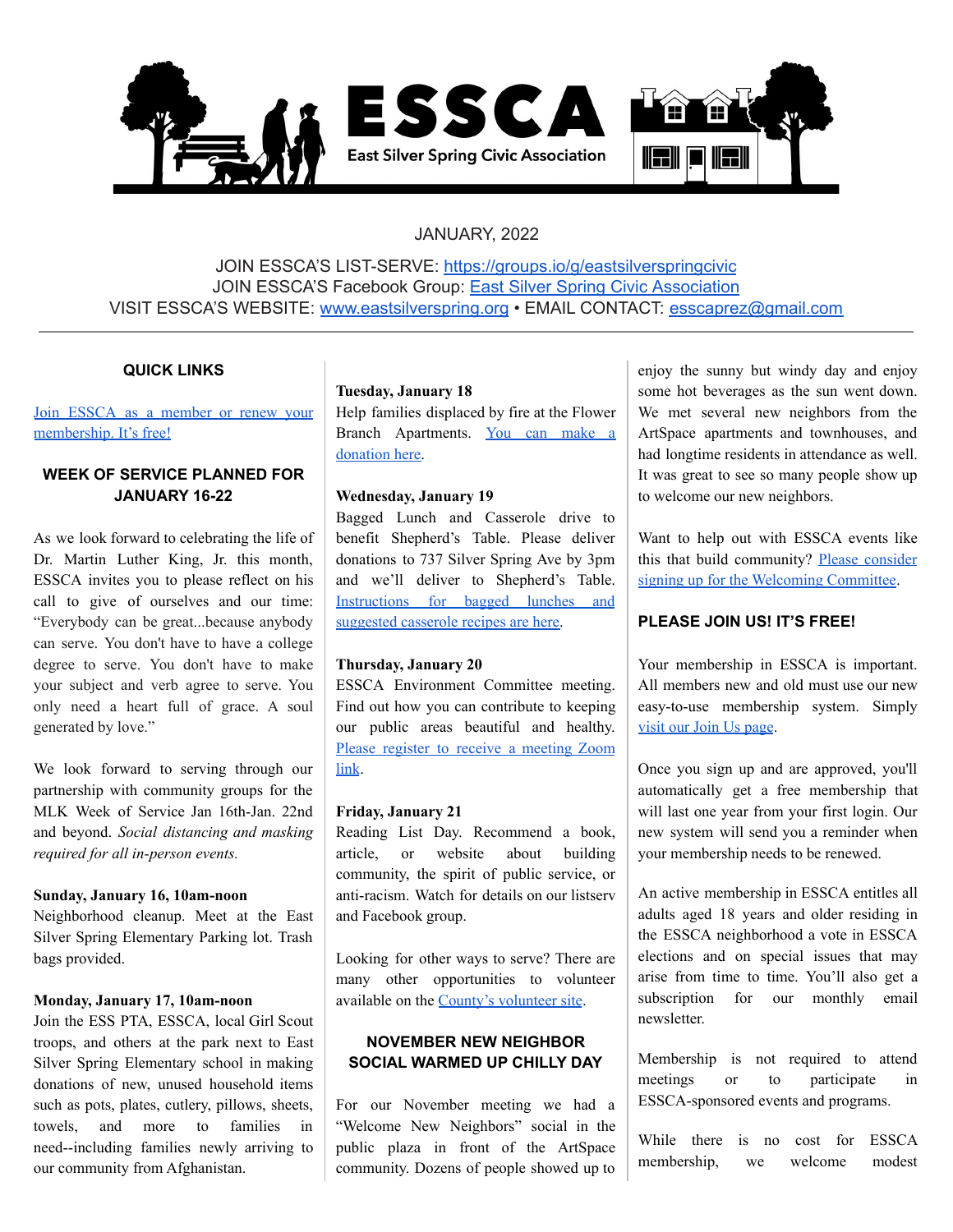# ESSCA

East Silver Spring Civic Association

JANUARY, 2022

JOIN ESSCA'S LIST-SERVE: https://groups.io/g/eastsilverspringcivic
JOIN ESSCA'S Facebook Group: East Silver Spring Civic Association
VISIT ESSCA'S WEBSITE: www.eastsilverspring.org • EMAIL CONTACT: esscaprez@gmail.com

---

### QUICK LINKS

Join ESSCA as a member or renew your membership. It's free!

### WEEK OF SERVICE PLANNED FOR JANUARY 16-22

As we look forward to celebrating the life of Dr. Martin Luther King, Jr. this month, ESSCA invites you to please reflect on his call to give of ourselves and our time: "Everybody can be great...because anybody can serve. You don't have to have a college degree to serve. You don't have to make your subject and verb agree to serve. You only need a heart full of grace. A soul generated by love."

We look forward to serving through our partnership with community groups for the MLK Week of Service Jan 16th-Jan. 22nd and beyond. *Social distancing and masking required for all in-person events.*

**Sunday, January 16, 10am-noon**
Neighborhood cleanup. Meet at the East Silver Spring Elementary Parking lot. Trash bags provided.

**Monday, January 17, 10am-noon**
Join the ESS PTA, ESSCA, local Girl Scout troops, and others at the park next to East Silver Spring Elementary school in making donations of new, unused household items such as pots, plates, cutlery, pillows, sheets, towels, and more to families in need--including families newly arriving to our community from Afghanistan.

**Tuesday, January 18**
Help families displaced by fire at the Flower Branch Apartments. You can make a donation here.

**Wednesday, January 19**
Bagged Lunch and Casserole drive to benefit Shepherd's Table. Please deliver donations to 737 Silver Spring Ave by 3pm and we'll deliver to Shepherd's Table. Instructions for bagged lunches and suggested casserole recipes are here.

**Thursday, January 20**
ESSCA Environment Committee meeting. Find out how you can contribute to keeping our public areas beautiful and healthy. Please register to receive a meeting Zoom link.

**Friday, January 21**
Reading List Day. Recommend a book, article, or website about building community, the spirit of public service, or anti-racism. Watch for details on our listserv and Facebook group.

Looking for other ways to serve? There are many other opportunities to volunteer available on the County's volunteer site.

### NOVEMBER NEW NEIGHBOR SOCIAL WARMED UP CHILLY DAY

For our November meeting we had a "Welcome New Neighbors" social in the public plaza in front of the ArtSpace community. Dozens of people showed up to enjoy the sunny but windy day and enjoy some hot beverages as the sun went down. We met several new neighbors from the ArtSpace apartments and townhouses, and had longtime residents in attendance as well. It was great to see so many people show up to welcome our new neighbors.

Want to help out with ESSCA events like this that build community? Please consider signing up for the Welcoming Committee.

### PLEASE JOIN US! IT'S FREE!

Your membership in ESSCA is important. All members new and old must use our new easy-to-use membership system. Simply visit our Join Us page.

Once you sign up and are approved, you'll automatically get a free membership that will last one year from your first login. Our new system will send you a reminder when your membership needs to be renewed.

An active membership in ESSCA entitles all adults aged 18 years and older residing in the ESSCA neighborhood a vote in ESSCA elections and on special issues that may arise from time to time. You'll also get a subscription for our monthly email newsletter.

Membership is not required to attend meetings or to participate in ESSCA-sponsored events and programs.

While there is no cost for ESSCA membership, we welcome modest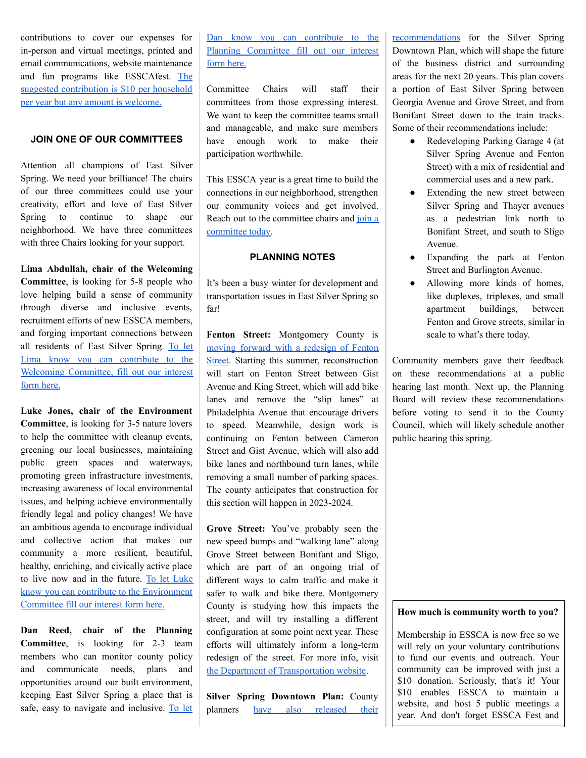contributions to cover our expenses for in-person and virtual meetings, printed and email communications, website maintenance and fun programs like ESSCAfest. The suggested contribution is $10 per household per year but any amount is welcome.

## JOIN ONE OF OUR COMMITTEES

Attention all champions of East Silver Spring. We need your brilliance! The chairs of our three committees could use your creativity, effort and love of East Silver Spring to continue to shape our neighborhood. We have three committees with three Chairs looking for your support.

**Lima Abdullah, chair of the Welcoming Committee**, is looking for 5-8 people who love helping build a sense of community through diverse and inclusive events, recruitment efforts of new ESSCA members, and forging important connections between all residents of East Silver Spring. To let Lima know you can contribute to the Welcoming Committee, fill out our interest form here.

**Luke Jones, chair of the Environment Committee**, is looking for 3-5 nature lovers to help the committee with cleanup events, greening our local businesses, maintaining public green spaces and waterways, promoting green infrastructure investments, increasing awareness of local environmental issues, and helping achieve environmentally friendly legal and policy changes! We have an ambitious agenda to encourage individual and collective action that makes our community a more resilient, beautiful, healthy, enriching, and civically active place to live now and in the future. To let Luke know you can contribute to the Environment Committee fill our interest form here.

**Dan Reed, chair of the Planning Committee**, is looking for 2-3 team members who can monitor county policy and communicate needs, plans and opportunities around our built environment, keeping East Silver Spring a place that is safe, easy to navigate and inclusive. To let Dan know you can contribute to the Planning Committee fill out our interest form here.

Committee Chairs will staff their committees from those expressing interest. We want to keep the committee teams small and manageable, and make sure members have enough work to make their participation worthwhile.

This ESSCA year is a great time to build the connections in our neighborhood, strengthen our community voices and get involved. Reach out to the committee chairs and join a committee today.

## PLANNING NOTES

It's been a busy winter for development and transportation issues in East Silver Spring so far!

**Fenton Street:** Montgomery County is moving forward with a redesign of Fenton Street. Starting this summer, reconstruction will start on Fenton Street between Gist Avenue and King Street, which will add bike lanes and remove the "slip lanes" at Philadelphia Avenue that encourage drivers to speed. Meanwhile, design work is continuing on Fenton between Cameron Street and Gist Avenue, which will also add bike lanes and northbound turn lanes, while removing a small number of parking spaces. The county anticipates that construction for this section will happen in 2023-2024.

**Grove Street:** You've probably seen the new speed bumps and "walking lane" along Grove Street between Bonifant and Sligo, which are part of an ongoing trial of different ways to calm traffic and make it safer to walk and bike there. Montgomery County is studying how this impacts the street, and will try installing a different configuration at some point next year. These efforts will ultimately inform a long-term redesign of the street. For more info, visit the Department of Transportation website.

**Silver Spring Downtown Plan:** County planners have also released their recommendations for the Silver Spring Downtown Plan, which will shape the future of the business district and surrounding areas for the next 20 years. This plan covers a portion of East Silver Spring between Georgia Avenue and Grove Street, and from Bonifant Street down to the train tracks. Some of their recommendations include:

- Redeveloping Parking Garage 4 (at Silver Spring Avenue and Fenton Street) with a mix of residential and commercial uses and a new park.
- Extending the new street between Silver Spring and Thayer avenues as a pedestrian link north to Bonifant Street, and south to Sligo Avenue.
- Expanding the park at Fenton Street and Burlington Avenue.
- Allowing more kinds of homes, like duplexes, triplexes, and small apartment buildings, between Fenton and Grove streets, similar in scale to what's there today.

Community members gave their feedback on these recommendations at a public hearing last month. Next up, the Planning Board will review these recommendations before voting to send it to the County Council, which will likely schedule another public hearing this spring.

**How much is community worth to you?**

Membership in ESSCA is now free so we will rely on your voluntary contributions to fund our events and outreach. Your community can be improved with just a $10 donation. Seriously, that's it! Your $10 enables ESSCA to maintain a website, and host 5 public meetings a year. And don't forget ESSCA Fest and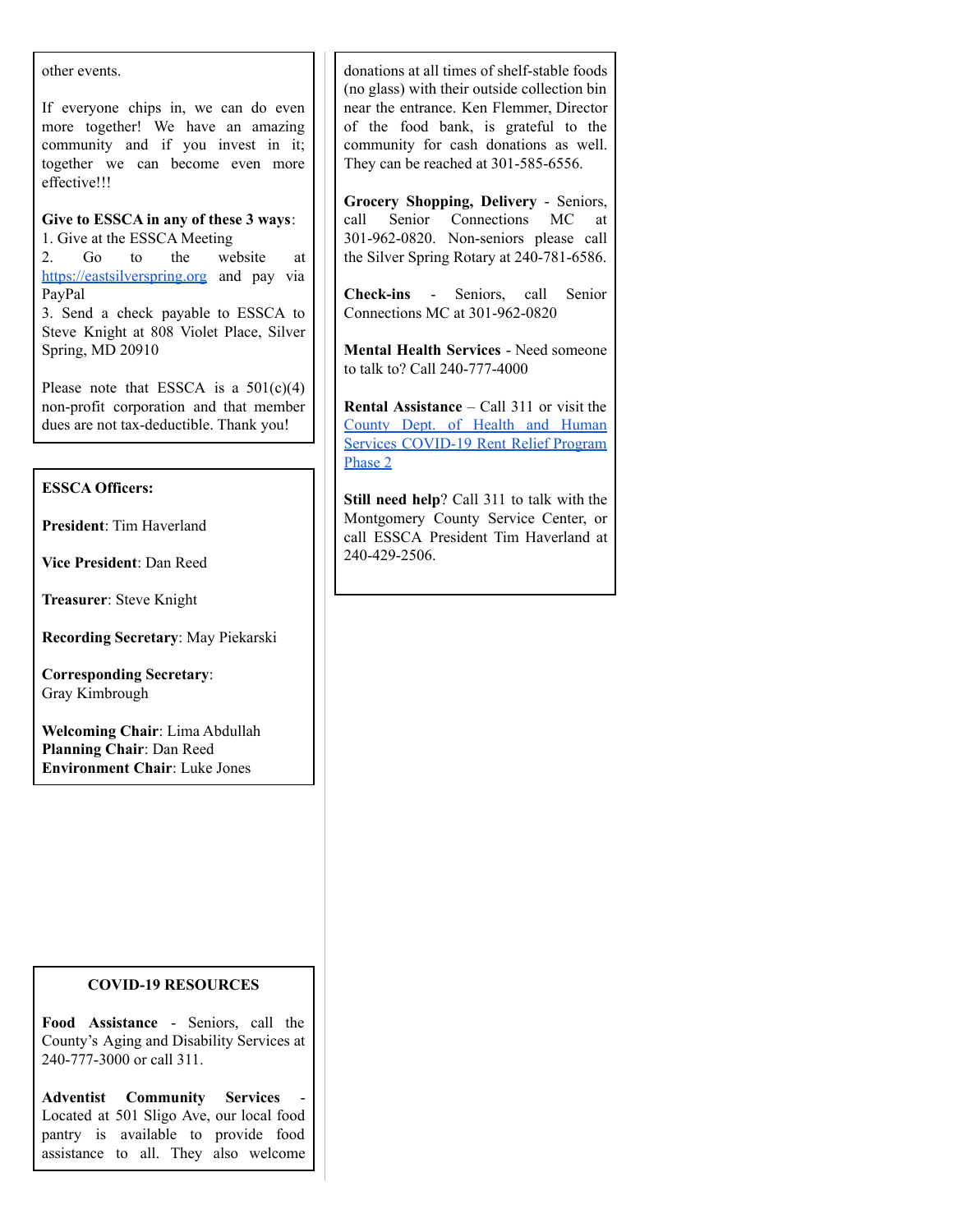other events.

If everyone chips in, we can do even more together! We have an amazing community and if you invest in it; together we can become even more effective!!!

**Give to ESSCA in any of these 3 ways**:

1. Give at the ESSCA Meeting
2. Go to the website at https://eastsilverspring.org and pay via PayPal
3. Send a check payable to ESSCA to Steve Knight at 808 Violet Place, Silver Spring, MD 20910

Please note that ESSCA is a 501(c)(4) non-profit corporation and that member dues are not tax-deductible. Thank you!

**ESSCA Officers:**

**President**: Tim Haverland

**Vice President**: Dan Reed

**Treasurer**: Steve Knight

**Recording Secretary**: May Piekarski

**Corresponding Secretary**: Gray Kimbrough

**Welcoming Chair**: Lima Abdullah
**Planning Chair**: Dan Reed
**Environment Chair**: Luke Jones

## COVID-19 RESOURCES

**Food Assistance** - Seniors, call the County's Aging and Disability Services at 240-777-3000 or call 311.

**Adventist Community Services** - Located at 501 Sligo Ave, our local food pantry is available to provide food assistance to all. They also welcome donations at all times of shelf-stable foods (no glass) with their outside collection bin near the entrance. Ken Flemmer, Director of the food bank, is grateful to the community for cash donations as well. They can be reached at 301-585-6556.

**Grocery Shopping, Delivery** - Seniors, call Senior Connections MC at 301-962-0820. Non-seniors please call the Silver Spring Rotary at 240-781-6586.

**Check-ins** - Seniors, call Senior Connections MC at 301-962-0820

**Mental Health Services** - Need someone to talk to? Call 240-777-4000

**Rental Assistance** – Call 311 or visit the County Dept. of Health and Human Services COVID-19 Rent Relief Program Phase 2

**Still need help**? Call 311 to talk with the Montgomery County Service Center, or call ESSCA President Tim Haverland at 240-429-2506.